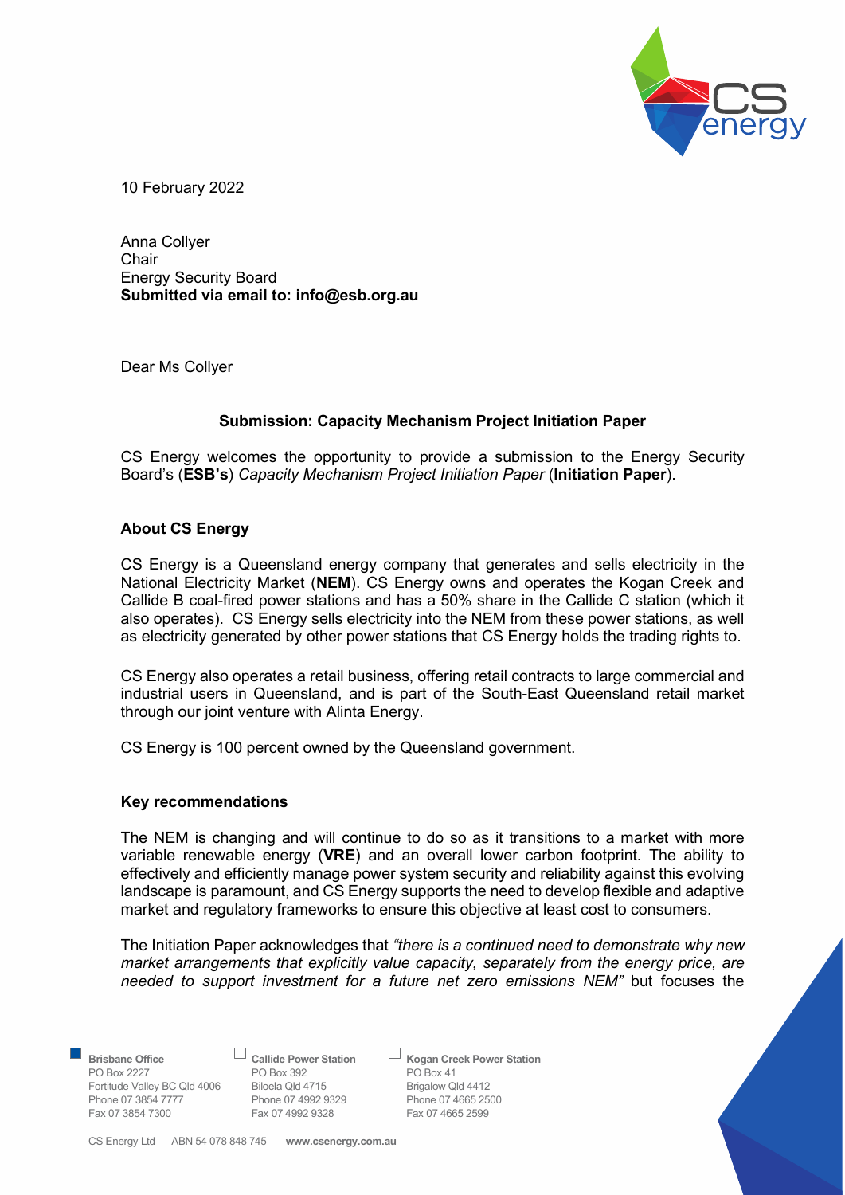10 February 2022

Anna Collyer
Chair
Energy Security Board
**Submitted via email to: info@esb.org.au**

Dear Ms Collyer

**Submission: Capacity Mechanism Project Initiation Paper**

CS Energy welcomes the opportunity to provide a submission to the Energy Security Board's (**ESB's**) *Capacity Mechanism Project Initiation Paper* (**Initiation Paper**).

## About CS Energy

CS Energy is a Queensland energy company that generates and sells electricity in the National Electricity Market (**NEM**). CS Energy owns and operates the Kogan Creek and Callide B coal-fired power stations and has a 50% share in the Callide C station (which it also operates). CS Energy sells electricity into the NEM from these power stations, as well as electricity generated by other power stations that CS Energy holds the trading rights to.

CS Energy also operates a retail business, offering retail contracts to large commercial and industrial users in Queensland, and is part of the South-East Queensland retail market through our joint venture with Alinta Energy.

CS Energy is 100 percent owned by the Queensland government.

## Key recommendations

The NEM is changing and will continue to do so as it transitions to a market with more variable renewable energy (**VRE**) and an overall lower carbon footprint. The ability to effectively and efficiently manage power system security and reliability against this evolving landscape is paramount, and CS Energy supports the need to develop flexible and adaptive market and regulatory frameworks to ensure this objective at least cost to consumers.

The Initiation Paper acknowledges that *"there is a continued need to demonstrate why new market arrangements that explicitly value capacity, separately from the energy price, are needed to support investment for a future net zero emissions NEM"* but focuses the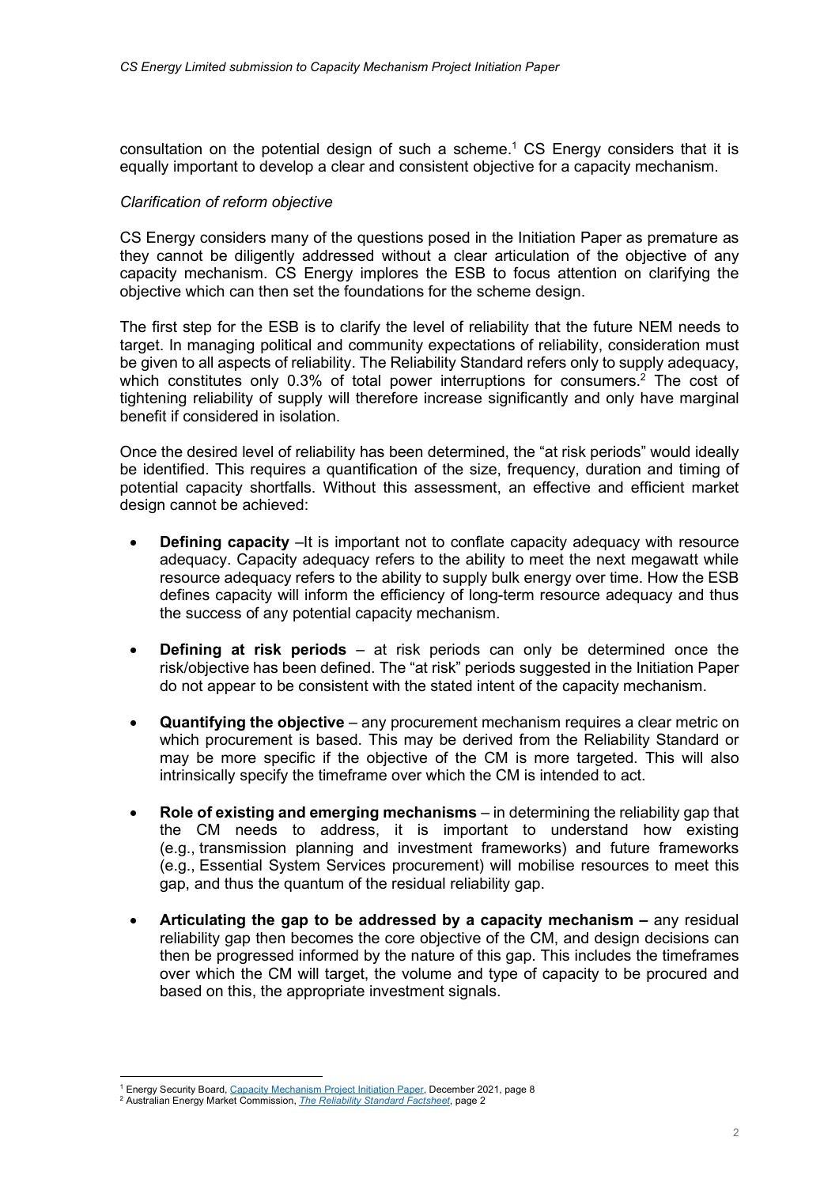consultation on the potential design of such a scheme.[1] CS Energy considers that it is equally important to develop a clear and consistent objective for a capacity mechanism.

*Clarification of reform objective*

CS Energy considers many of the questions posed in the Initiation Paper as premature as they cannot be diligently addressed without a clear articulation of the objective of any capacity mechanism. CS Energy implores the ESB to focus attention on clarifying the objective which can then set the foundations for the scheme design.

The first step for the ESB is to clarify the level of reliability that the future NEM needs to target. In managing political and community expectations of reliability, consideration must be given to all aspects of reliability. The Reliability Standard refers only to supply adequacy, which constitutes only 0.3% of total power interruptions for consumers.[2] The cost of tightening reliability of supply will therefore increase significantly and only have marginal benefit if considered in isolation.

Once the desired level of reliability has been determined, the "at risk periods" would ideally be identified. This requires a quantification of the size, frequency, duration and timing of potential capacity shortfalls. Without this assessment, an effective and efficient market design cannot be achieved:

- **Defining capacity** –It is important not to conflate capacity adequacy with resource adequacy. Capacity adequacy refers to the ability to meet the next megawatt while resource adequacy refers to the ability to supply bulk energy over time. How the ESB defines capacity will inform the efficiency of long-term resource adequacy and thus the success of any potential capacity mechanism.
- **Defining at risk periods** – at risk periods can only be determined once the risk/objective has been defined. The "at risk" periods suggested in the Initiation Paper do not appear to be consistent with the stated intent of the capacity mechanism.
- **Quantifying the objective** – any procurement mechanism requires a clear metric on which procurement is based. This may be derived from the Reliability Standard or may be more specific if the objective of the CM is more targeted. This will also intrinsically specify the timeframe over which the CM is intended to act.
- **Role of existing and emerging mechanisms** – in determining the reliability gap that the CM needs to address, it is important to understand how existing (e.g., transmission planning and investment frameworks) and future frameworks (e.g., Essential System Services procurement) will mobilise resources to meet this gap, and thus the quantum of the residual reliability gap.
- **Articulating the gap to be addressed by a capacity mechanism –** any residual reliability gap then becomes the core objective of the CM, and design decisions can then be progressed informed by the nature of this gap. This includes the timeframes over which the CM will target, the volume and type of capacity to be procured and based on this, the appropriate investment signals.

---

[1] Energy Security Board, Capacity Mechanism Project Initiation Paper, December 2021, page 8

[2] Australian Energy Market Commission, *The Reliability Standard Factsheet*, page 2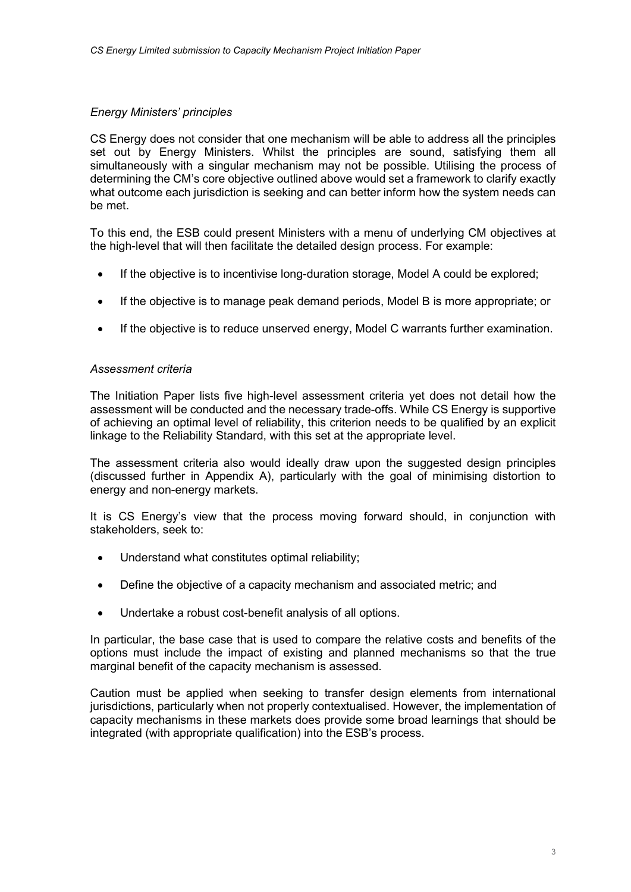### *Energy Ministers' principles*

CS Energy does not consider that one mechanism will be able to address all the principles set out by Energy Ministers. Whilst the principles are sound, satisfying them all simultaneously with a singular mechanism may not be possible. Utilising the process of determining the CM's core objective outlined above would set a framework to clarify exactly what outcome each jurisdiction is seeking and can better inform how the system needs can be met.

To this end, the ESB could present Ministers with a menu of underlying CM objectives at the high-level that will then facilitate the detailed design process. For example:

- If the objective is to incentivise long-duration storage, Model A could be explored;
- If the objective is to manage peak demand periods, Model B is more appropriate; or
- If the objective is to reduce unserved energy, Model C warrants further examination.

### *Assessment criteria*

The Initiation Paper lists five high-level assessment criteria yet does not detail how the assessment will be conducted and the necessary trade-offs. While CS Energy is supportive of achieving an optimal level of reliability, this criterion needs to be qualified by an explicit linkage to the Reliability Standard, with this set at the appropriate level.

The assessment criteria also would ideally draw upon the suggested design principles (discussed further in Appendix A), particularly with the goal of minimising distortion to energy and non-energy markets.

It is CS Energy's view that the process moving forward should, in conjunction with stakeholders, seek to:

- Understand what constitutes optimal reliability;
- Define the objective of a capacity mechanism and associated metric; and
- Undertake a robust cost-benefit analysis of all options.

In particular, the base case that is used to compare the relative costs and benefits of the options must include the impact of existing and planned mechanisms so that the true marginal benefit of the capacity mechanism is assessed.

Caution must be applied when seeking to transfer design elements from international jurisdictions, particularly when not properly contextualised. However, the implementation of capacity mechanisms in these markets does provide some broad learnings that should be integrated (with appropriate qualification) into the ESB's process.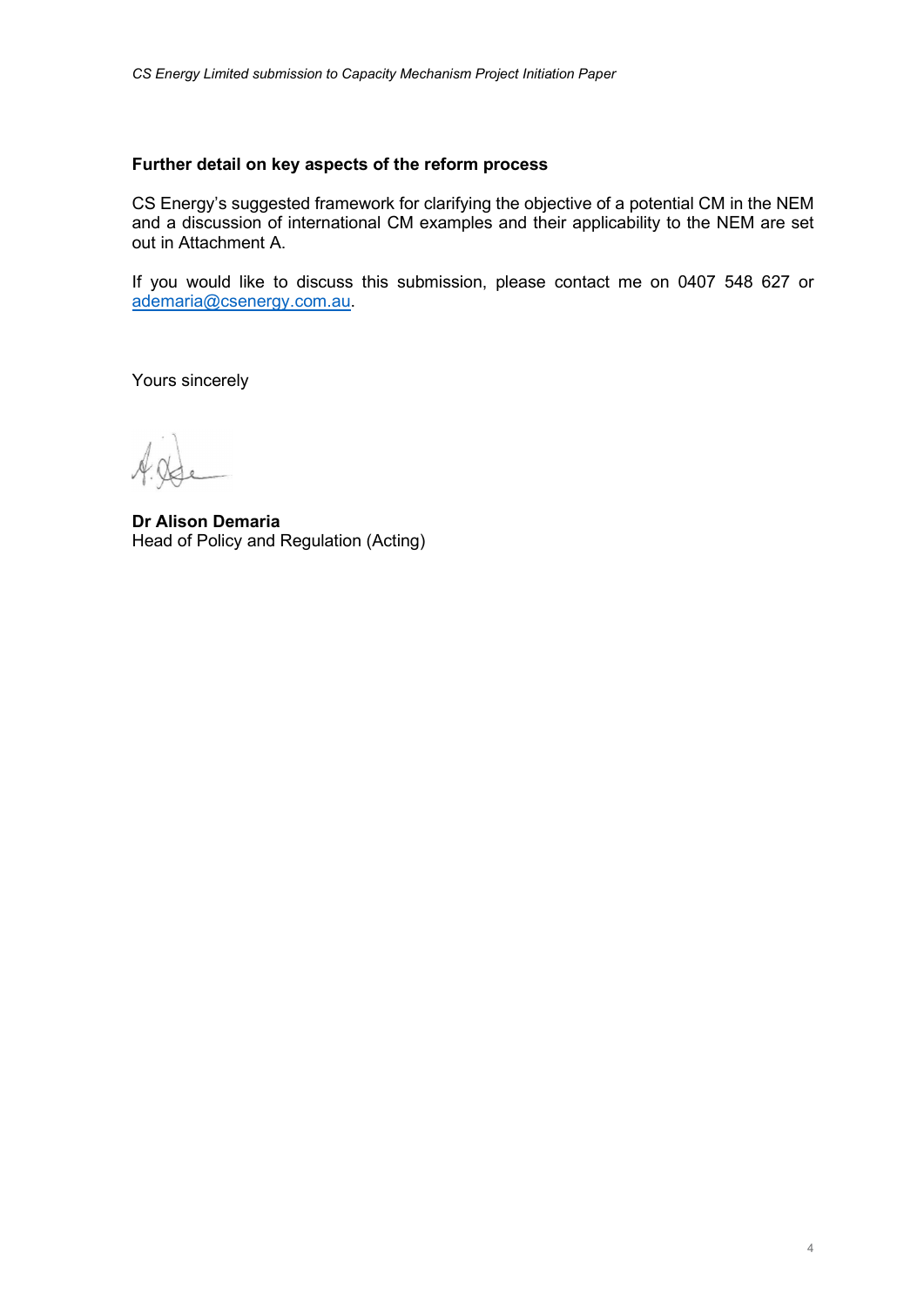**Further detail on key aspects of the reform process**

CS Energy's suggested framework for clarifying the objective of a potential CM in the NEM and a discussion of international CM examples and their applicability to the NEM are set out in Attachment A.

If you would like to discuss this submission, please contact me on 0407 548 627 or ademaria@csenergy.com.au.

Yours sincerely

**Dr Alison Demaria**
Head of Policy and Regulation (Acting)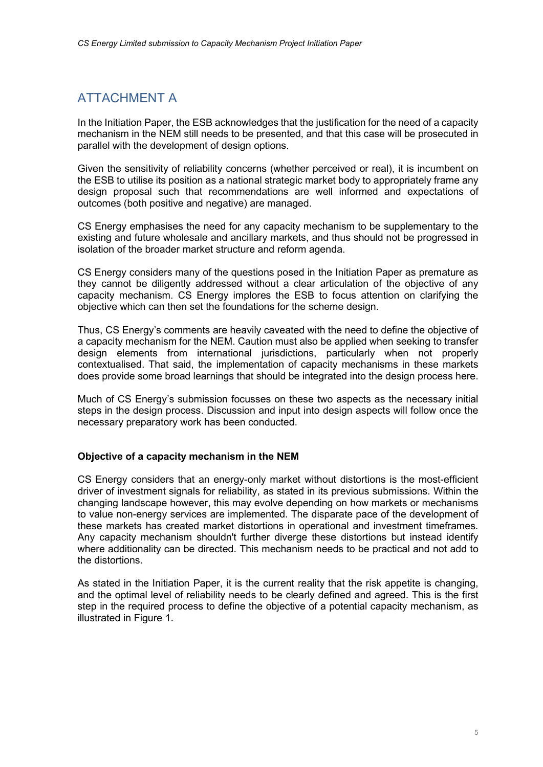## ATTACHMENT A

In the Initiation Paper, the ESB acknowledges that the justification for the need of a capacity mechanism in the NEM still needs to be presented, and that this case will be prosecuted in parallel with the development of design options.

Given the sensitivity of reliability concerns (whether perceived or real), it is incumbent on the ESB to utilise its position as a national strategic market body to appropriately frame any design proposal such that recommendations are well informed and expectations of outcomes (both positive and negative) are managed.

CS Energy emphasises the need for any capacity mechanism to be supplementary to the existing and future wholesale and ancillary markets, and thus should not be progressed in isolation of the broader market structure and reform agenda.

CS Energy considers many of the questions posed in the Initiation Paper as premature as they cannot be diligently addressed without a clear articulation of the objective of any capacity mechanism. CS Energy implores the ESB to focus attention on clarifying the objective which can then set the foundations for the scheme design.

Thus, CS Energy's comments are heavily caveated with the need to define the objective of a capacity mechanism for the NEM. Caution must also be applied when seeking to transfer design elements from international jurisdictions, particularly when not properly contextualised. That said, the implementation of capacity mechanisms in these markets does provide some broad learnings that should be integrated into the design process here.

Much of CS Energy's submission focusses on these two aspects as the necessary initial steps in the design process. Discussion and input into design aspects will follow once the necessary preparatory work has been conducted.

**Objective of a capacity mechanism in the NEM**

CS Energy considers that an energy-only market without distortions is the most-efficient driver of investment signals for reliability, as stated in its previous submissions. Within the changing landscape however, this may evolve depending on how markets or mechanisms to value non-energy services are implemented. The disparate pace of the development of these markets has created market distortions in operational and investment timeframes. Any capacity mechanism shouldn't further diverge these distortions but instead identify where additionality can be directed. This mechanism needs to be practical and not add to the distortions.

As stated in the Initiation Paper, it is the current reality that the risk appetite is changing, and the optimal level of reliability needs to be clearly defined and agreed. This is the first step in the required process to define the objective of a potential capacity mechanism, as illustrated in Figure 1.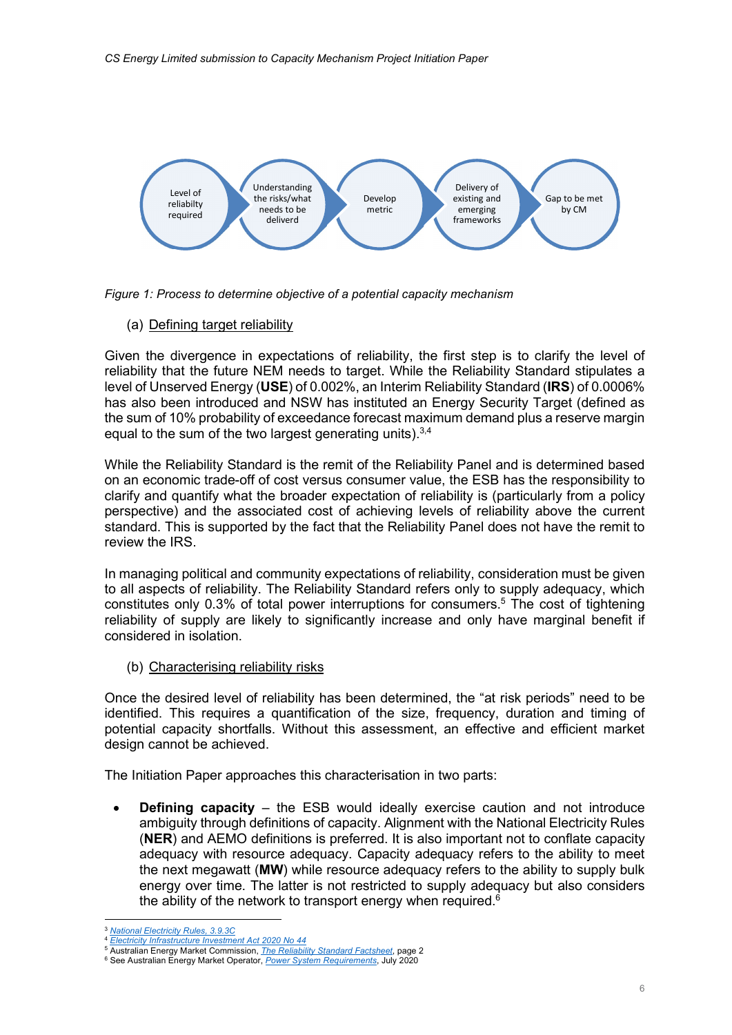Level of reliabilty required → Understanding the risks/what needs to be deliverd → Develop metric → Delivery of existing and emerging frameworks → Gap to be met by CM

*Figure 1: Process to determine objective of a potential capacity mechanism*

(a) Defining target reliability

Given the divergence in expectations of reliability, the first step is to clarify the level of reliability that the future NEM needs to target. While the Reliability Standard stipulates a level of Unserved Energy (**USE**) of 0.002%, an Interim Reliability Standard (**IRS**) of 0.0006% has also been introduced and NSW has instituted an Energy Security Target (defined as the sum of 10% probability of exceedance forecast maximum demand plus a reserve margin equal to the sum of the two largest generating units).[3,4]

While the Reliability Standard is the remit of the Reliability Panel and is determined based on an economic trade-off of cost versus consumer value, the ESB has the responsibility to clarify and quantify what the broader expectation of reliability is (particularly from a policy perspective) and the associated cost of achieving levels of reliability above the current standard. This is supported by the fact that the Reliability Panel does not have the remit to review the IRS.

In managing political and community expectations of reliability, consideration must be given to all aspects of reliability. The Reliability Standard refers only to supply adequacy, which constitutes only 0.3% of total power interruptions for consumers.[5] The cost of tightening reliability of supply are likely to significantly increase and only have marginal benefit if considered in isolation.

(b) Characterising reliability risks

Once the desired level of reliability has been determined, the "at risk periods" need to be identified. This requires a quantification of the size, frequency, duration and timing of potential capacity shortfalls. Without this assessment, an effective and efficient market design cannot be achieved.

The Initiation Paper approaches this characterisation in two parts:

- **Defining capacity** – the ESB would ideally exercise caution and not introduce ambiguity through definitions of capacity. Alignment with the National Electricity Rules (**NER**) and AEMO definitions is preferred. It is also important not to conflate capacity adequacy with resource adequacy. Capacity adequacy refers to the ability to meet the next megawatt (**MW**) while resource adequacy refers to the ability to supply bulk energy over time. The latter is not restricted to supply adequacy but also considers the ability of the network to transport energy when required.[6]

---

[3] National Electricity Rules, 3.9.3C

[4] Electricity Infrastructure Investment Act 2020 No 44

[5] Australian Energy Market Commission, The Reliability Standard Factsheet, page 2

[6] See Australian Energy Market Operator, Power System Requirements, July 2020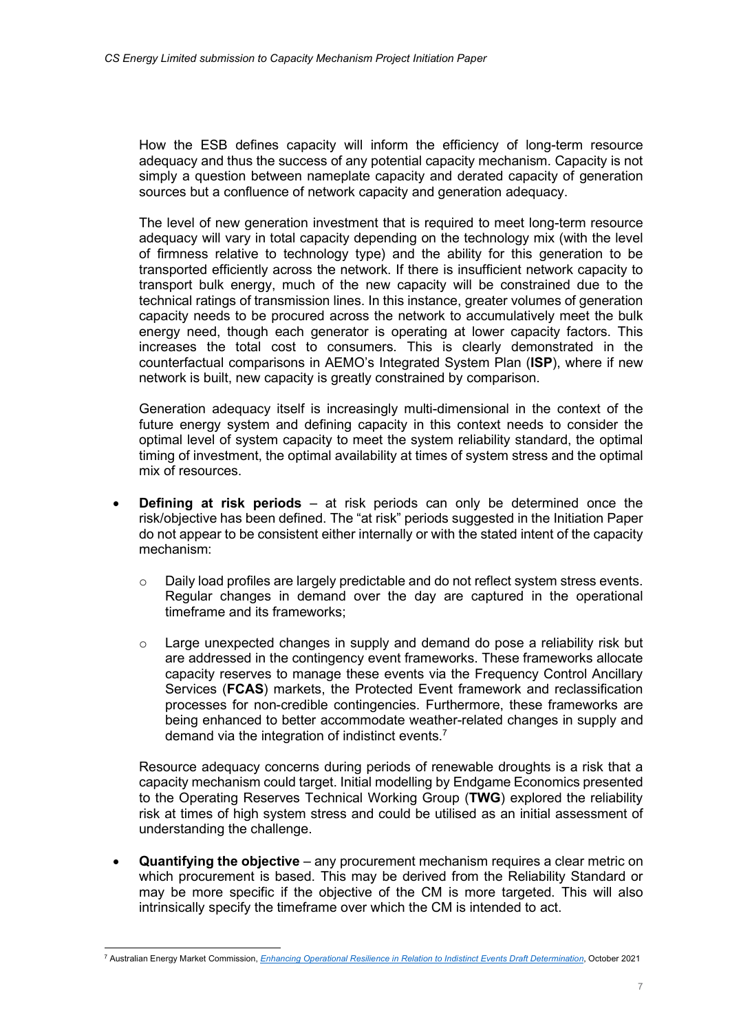How the ESB defines capacity will inform the efficiency of long-term resource adequacy and thus the success of any potential capacity mechanism. Capacity is not simply a question between nameplate capacity and derated capacity of generation sources but a confluence of network capacity and generation adequacy.

The level of new generation investment that is required to meet long-term resource adequacy will vary in total capacity depending on the technology mix (with the level of firmness relative to technology type) and the ability for this generation to be transported efficiently across the network. If there is insufficient network capacity to transport bulk energy, much of the new capacity will be constrained due to the technical ratings of transmission lines. In this instance, greater volumes of generation capacity needs to be procured across the network to accumulatively meet the bulk energy need, though each generator is operating at lower capacity factors. This increases the total cost to consumers. This is clearly demonstrated in the counterfactual comparisons in AEMO's Integrated System Plan (**ISP**), where if new network is built, new capacity is greatly constrained by comparison.

Generation adequacy itself is increasingly multi-dimensional in the context of the future energy system and defining capacity in this context needs to consider the optimal level of system capacity to meet the system reliability standard, the optimal timing of investment, the optimal availability at times of system stress and the optimal mix of resources.

- **Defining at risk periods** – at risk periods can only be determined once the risk/objective has been defined. The "at risk" periods suggested in the Initiation Paper do not appear to be consistent either internally or with the stated intent of the capacity mechanism:
  - Daily load profiles are largely predictable and do not reflect system stress events. Regular changes in demand over the day are captured in the operational timeframe and its frameworks;
  - Large unexpected changes in supply and demand do pose a reliability risk but are addressed in the contingency event frameworks. These frameworks allocate capacity reserves to manage these events via the Frequency Control Ancillary Services (**FCAS**) markets, the Protected Event framework and reclassification processes for non-credible contingencies. Furthermore, these frameworks are being enhanced to better accommodate weather-related changes in supply and demand via the integration of indistinct events.[7]

  Resource adequacy concerns during periods of renewable droughts is a risk that a capacity mechanism could target. Initial modelling by Endgame Economics presented to the Operating Reserves Technical Working Group (**TWG**) explored the reliability risk at times of high system stress and could be utilised as an initial assessment of understanding the challenge.

- **Quantifying the objective** – any procurement mechanism requires a clear metric on which procurement is based. This may be derived from the Reliability Standard or may be more specific if the objective of the CM is more targeted. This will also intrinsically specify the timeframe over which the CM is intended to act.

[7] Australian Energy Market Commission, *Enhancing Operational Resilience in Relation to Indistinct Events Draft Determination*, October 2021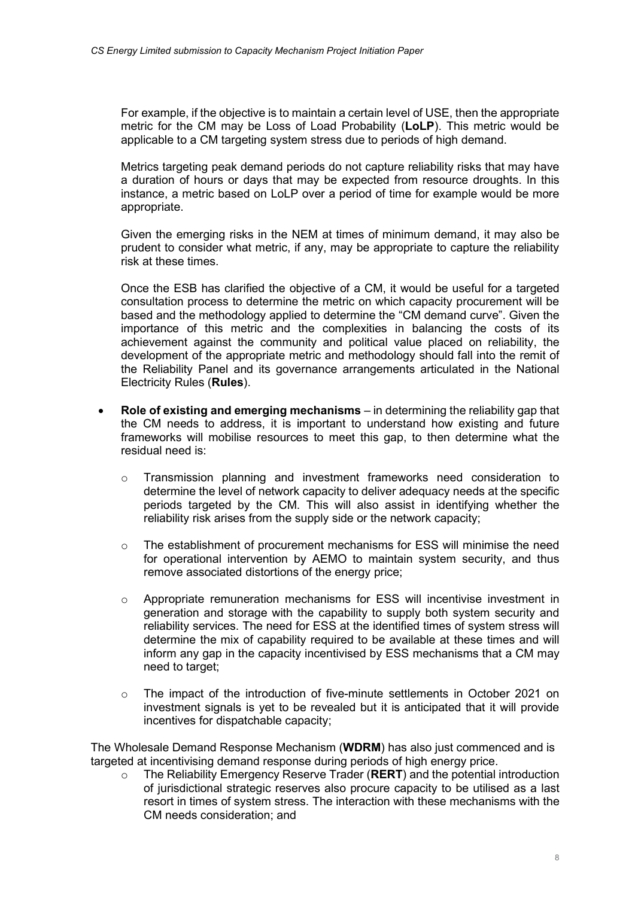For example, if the objective is to maintain a certain level of USE, then the appropriate metric for the CM may be Loss of Load Probability (**LoLP**). This metric would be applicable to a CM targeting system stress due to periods of high demand.

Metrics targeting peak demand periods do not capture reliability risks that may have a duration of hours or days that may be expected from resource droughts. In this instance, a metric based on LoLP over a period of time for example would be more appropriate.

Given the emerging risks in the NEM at times of minimum demand, it may also be prudent to consider what metric, if any, may be appropriate to capture the reliability risk at these times.

Once the ESB has clarified the objective of a CM, it would be useful for a targeted consultation process to determine the metric on which capacity procurement will be based and the methodology applied to determine the "CM demand curve". Given the importance of this metric and the complexities in balancing the costs of its achievement against the community and political value placed on reliability, the development of the appropriate metric and methodology should fall into the remit of the Reliability Panel and its governance arrangements articulated in the National Electricity Rules (**Rules**).

- **Role of existing and emerging mechanisms** – in determining the reliability gap that the CM needs to address, it is important to understand how existing and future frameworks will mobilise resources to meet this gap, to then determine what the residual need is:
  - Transmission planning and investment frameworks need consideration to determine the level of network capacity to deliver adequacy needs at the specific periods targeted by the CM. This will also assist in identifying whether the reliability risk arises from the supply side or the network capacity;
  - The establishment of procurement mechanisms for ESS will minimise the need for operational intervention by AEMO to maintain system security, and thus remove associated distortions of the energy price;
  - Appropriate remuneration mechanisms for ESS will incentivise investment in generation and storage with the capability to supply both system security and reliability services. The need for ESS at the identified times of system stress will determine the mix of capability required to be available at these times and will inform any gap in the capacity incentivised by ESS mechanisms that a CM may need to target;
  - The impact of the introduction of five-minute settlements in October 2021 on investment signals is yet to be revealed but it is anticipated that it will provide incentives for dispatchable capacity;

The Wholesale Demand Response Mechanism (**WDRM**) has also just commenced and is targeted at incentivising demand response during periods of high energy price.

- The Reliability Emergency Reserve Trader (**RERT**) and the potential introduction of jurisdictional strategic reserves also procure capacity to be utilised as a last resort in times of system stress. The interaction with these mechanisms with the CM needs consideration; and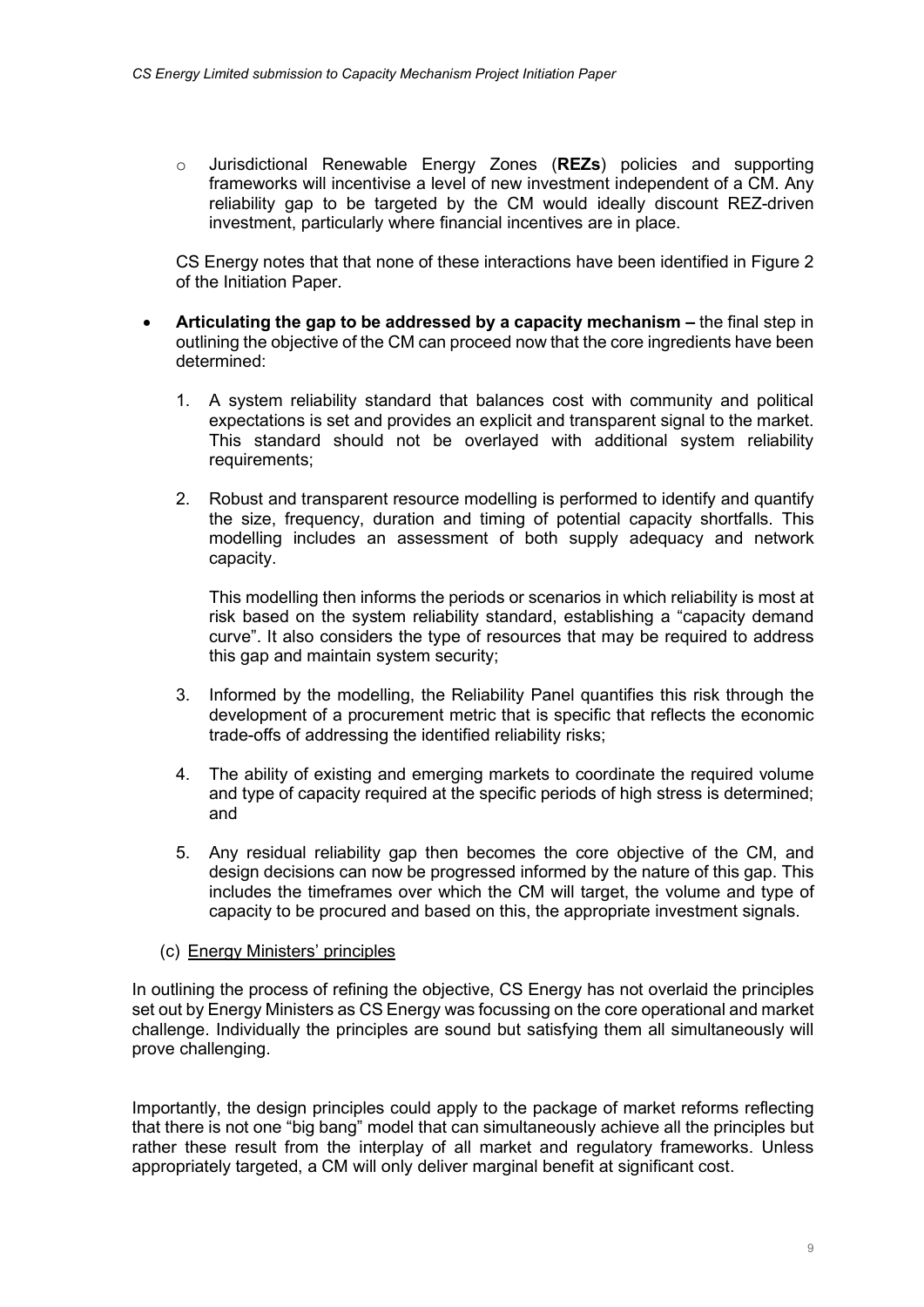- Jurisdictional Renewable Energy Zones (**REZs**) policies and supporting frameworks will incentivise a level of new investment independent of a CM. Any reliability gap to be targeted by the CM would ideally discount REZ-driven investment, particularly where financial incentives are in place.

  CS Energy notes that that none of these interactions have been identified in Figure 2 of the Initiation Paper.

- **Articulating the gap to be addressed by a capacity mechanism –** the final step in outlining the objective of the CM can proceed now that the core ingredients have been determined:

  1. A system reliability standard that balances cost with community and political expectations is set and provides an explicit and transparent signal to the market. This standard should not be overlayed with additional system reliability requirements;

  2. Robust and transparent resource modelling is performed to identify and quantify the size, frequency, duration and timing of potential capacity shortfalls. This modelling includes an assessment of both supply adequacy and network capacity.

     This modelling then informs the periods or scenarios in which reliability is most at risk based on the system reliability standard, establishing a "capacity demand curve". It also considers the type of resources that may be required to address this gap and maintain system security;

  3. Informed by the modelling, the Reliability Panel quantifies this risk through the development of a procurement metric that is specific that reflects the economic trade-offs of addressing the identified reliability risks;

  4. The ability of existing and emerging markets to coordinate the required volume and type of capacity required at the specific periods of high stress is determined; and

  5. Any residual reliability gap then becomes the core objective of the CM, and design decisions can now be progressed informed by the nature of this gap. This includes the timeframes over which the CM will target, the volume and type of capacity to be procured and based on this, the appropriate investment signals.

(c) Energy Ministers' principles

In outlining the process of refining the objective, CS Energy has not overlaid the principles set out by Energy Ministers as CS Energy was focussing on the core operational and market challenge. Individually the principles are sound but satisfying them all simultaneously will prove challenging.

Importantly, the design principles could apply to the package of market reforms reflecting that there is not one "big bang" model that can simultaneously achieve all the principles but rather these result from the interplay of all market and regulatory frameworks. Unless appropriately targeted, a CM will only deliver marginal benefit at significant cost.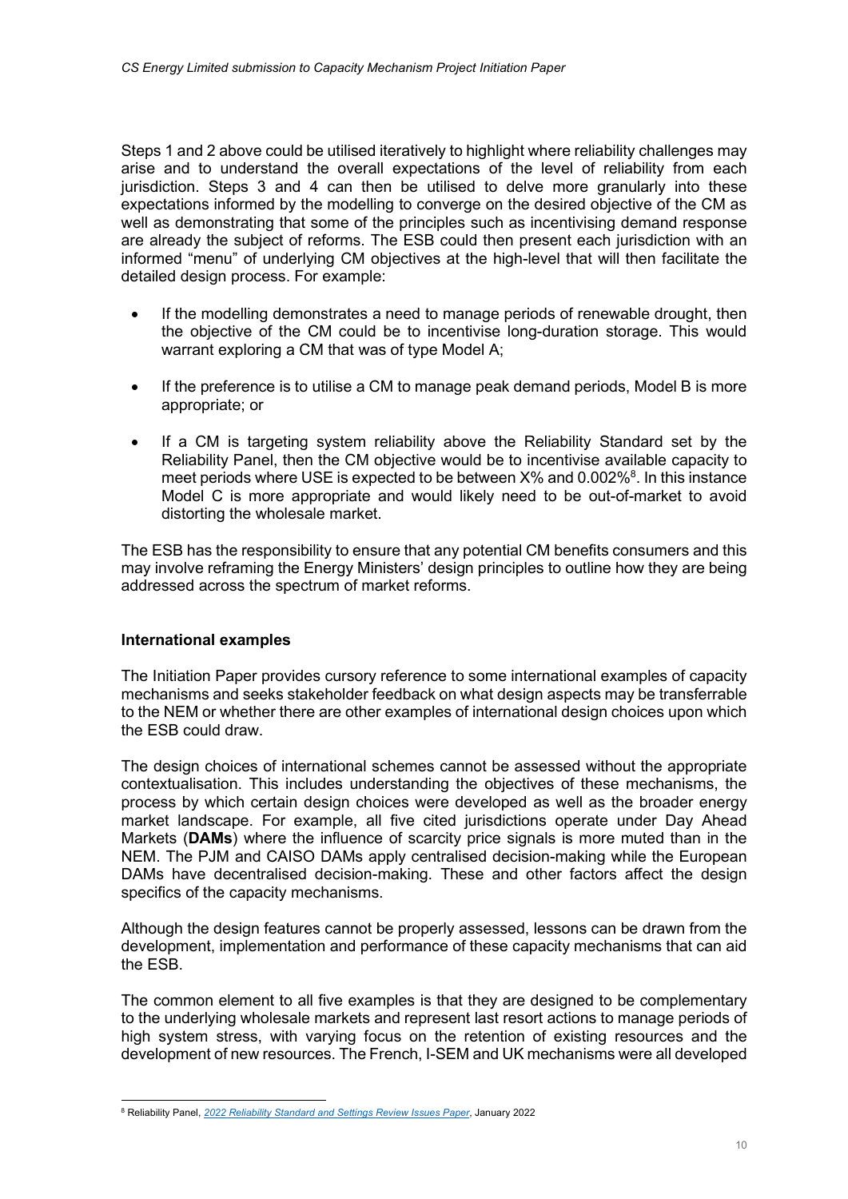Steps 1 and 2 above could be utilised iteratively to highlight where reliability challenges may arise and to understand the overall expectations of the level of reliability from each jurisdiction. Steps 3 and 4 can then be utilised to delve more granularly into these expectations informed by the modelling to converge on the desired objective of the CM as well as demonstrating that some of the principles such as incentivising demand response are already the subject of reforms. The ESB could then present each jurisdiction with an informed "menu" of underlying CM objectives at the high-level that will then facilitate the detailed design process. For example:

- If the modelling demonstrates a need to manage periods of renewable drought, then the objective of the CM could be to incentivise long-duration storage. This would warrant exploring a CM that was of type Model A;
- If the preference is to utilise a CM to manage peak demand periods, Model B is more appropriate; or
- If a CM is targeting system reliability above the Reliability Standard set by the Reliability Panel, then the CM objective would be to incentivise available capacity to meet periods where USE is expected to be between X% and 0.002%[8]. In this instance Model C is more appropriate and would likely need to be out-of-market to avoid distorting the wholesale market.

The ESB has the responsibility to ensure that any potential CM benefits consumers and this may involve reframing the Energy Ministers' design principles to outline how they are being addressed across the spectrum of market reforms.

### International examples

The Initiation Paper provides cursory reference to some international examples of capacity mechanisms and seeks stakeholder feedback on what design aspects may be transferrable to the NEM or whether there are other examples of international design choices upon which the ESB could draw.

The design choices of international schemes cannot be assessed without the appropriate contextualisation. This includes understanding the objectives of these mechanisms, the process by which certain design choices were developed as well as the broader energy market landscape. For example, all five cited jurisdictions operate under Day Ahead Markets (**DAMs**) where the influence of scarcity price signals is more muted than in the NEM. The PJM and CAISO DAMs apply centralised decision-making while the European DAMs have decentralised decision-making. These and other factors affect the design specifics of the capacity mechanisms.

Although the design features cannot be properly assessed, lessons can be drawn from the development, implementation and performance of these capacity mechanisms that can aid the ESB.

The common element to all five examples is that they are designed to be complementary to the underlying wholesale markets and represent last resort actions to manage periods of high system stress, with varying focus on the retention of existing resources and the development of new resources. The French, I-SEM and UK mechanisms were all developed

---

[8] Reliability Panel, *2022 Reliability Standard and Settings Review Issues Paper*, January 2022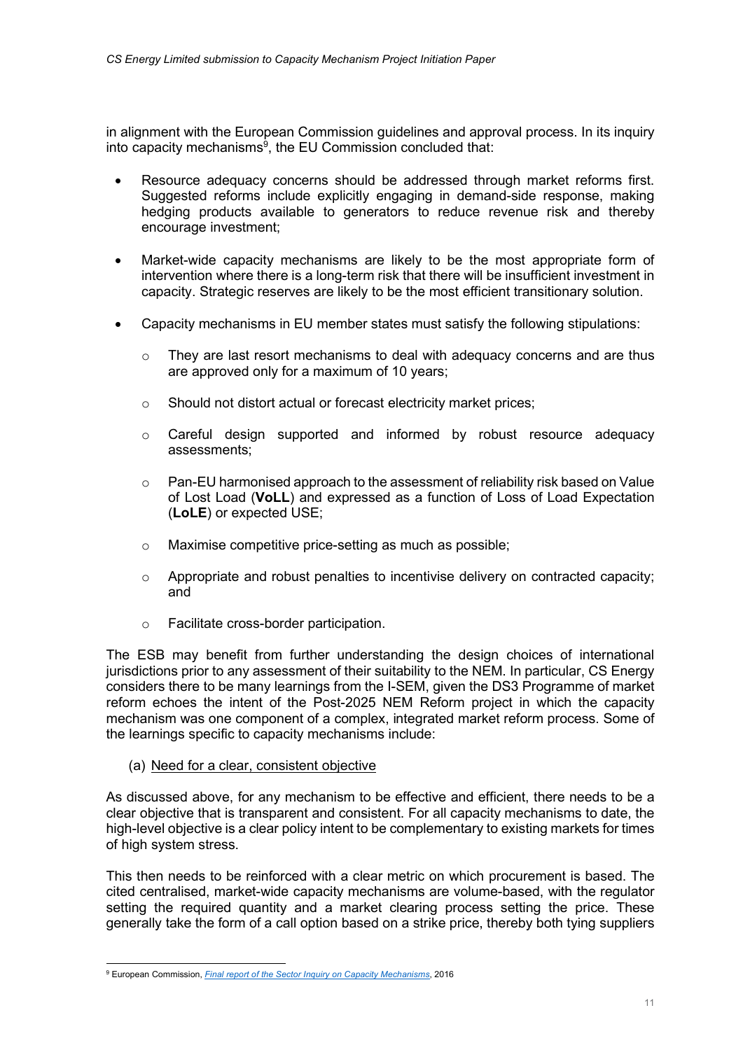in alignment with the European Commission guidelines and approval process. In its inquiry into capacity mechanisms[9], the EU Commission concluded that:

- Resource adequacy concerns should be addressed through market reforms first. Suggested reforms include explicitly engaging in demand-side response, making hedging products available to generators to reduce revenue risk and thereby encourage investment;
- Market-wide capacity mechanisms are likely to be the most appropriate form of intervention where there is a long-term risk that there will be insufficient investment in capacity. Strategic reserves are likely to be the most efficient transitional solution.
- Capacity mechanisms in EU member states must satisfy the following stipulations:
    - They are last resort mechanisms to deal with adequacy concerns and are thus are approved only for a maximum of 10 years;
    - Should not distort actual or forecast electricity market prices;
    - Careful design supported and informed by robust resource adequacy assessments;
    - Pan-EU harmonised approach to the assessment of reliability risk based on Value of Lost Load (**VoLL**) and expressed as a function of Loss of Load Expectation (**LoLE**) or expected USE;
    - Maximise competitive price-setting as much as possible;
    - Appropriate and robust penalties to incentivise delivery on contracted capacity; and
    - Facilitate cross-border participation.

The ESB may benefit from further understanding the design choices of international jurisdictions prior to any assessment of their suitability to the NEM. In particular, CS Energy considers there to be many learnings from the I-SEM, given the DS3 Programme of market reform echoes the intent of the Post-2025 NEM Reform project in which the capacity mechanism was one component of a complex, integrated market reform process. Some of the learnings specific to capacity mechanisms include:

(a) Need for a clear, consistent objective

As discussed above, for any mechanism to be effective and efficient, there needs to be a clear objective that is transparent and consistent. For all capacity mechanisms to date, the high-level objective is a clear policy intent to be complementary to existing markets for times of high system stress.

This then needs to be reinforced with a clear metric on which procurement is based. The cited centralised, market-wide capacity mechanisms are volume-based, with the regulator setting the required quantity and a market clearing process setting the price. These generally take the form of a call option based on a strike price, thereby both tying suppliers

[9] European Commission, *Final report of the Sector Inquiry on Capacity Mechanisms*, 2016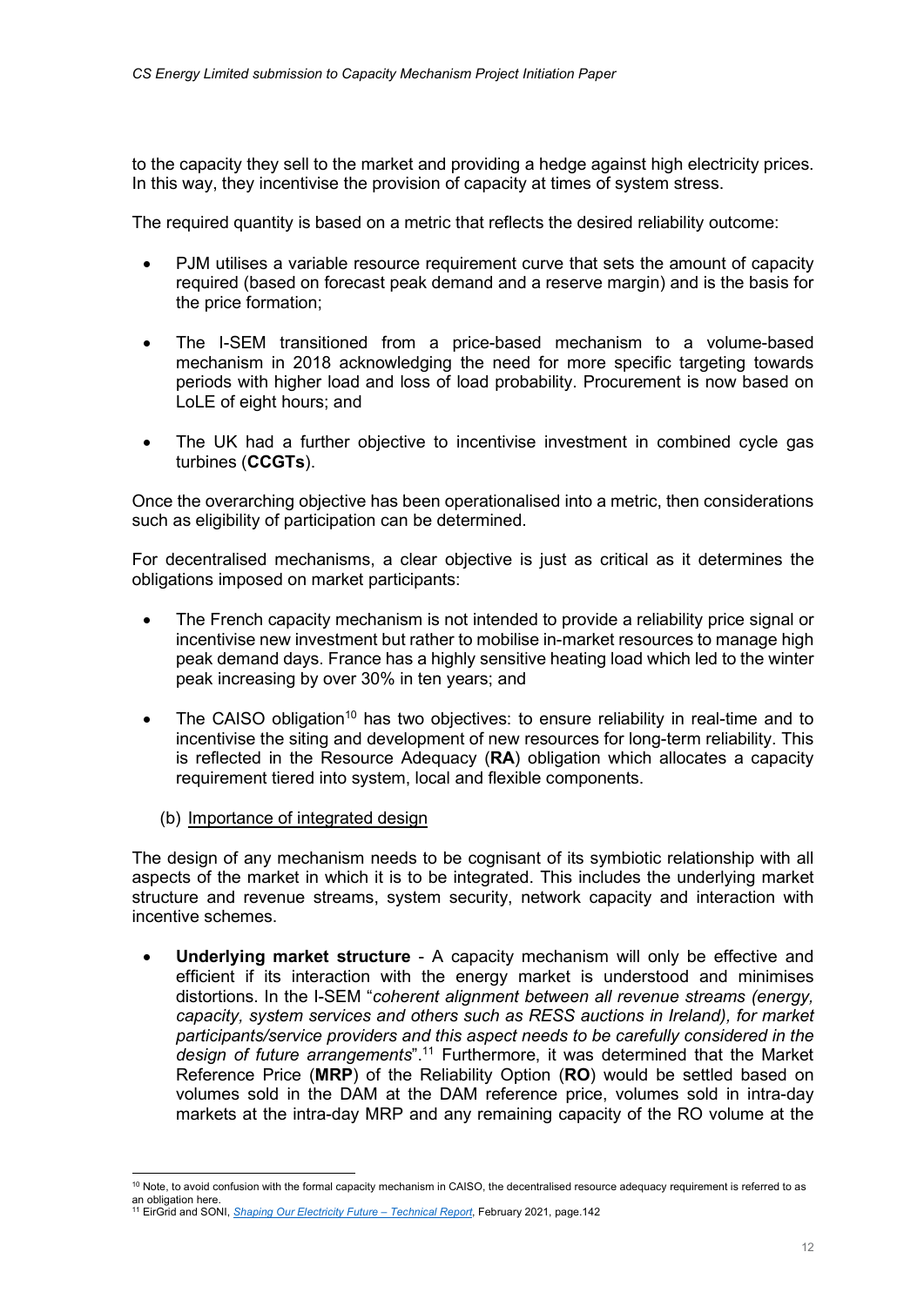to the capacity they sell to the market and providing a hedge against high electricity prices. In this way, they incentivise the provision of capacity at times of system stress.

The required quantity is based on a metric that reflects the desired reliability outcome:

- PJM utilises a variable resource requirement curve that sets the amount of capacity required (based on forecast peak demand and a reserve margin) and is the basis for the price formation;
- The I-SEM transitioned from a price-based mechanism to a volume-based mechanism in 2018 acknowledging the need for more specific targeting towards periods with higher load and loss of load probability. Procurement is now based on LoLE of eight hours; and
- The UK had a further objective to incentivise investment in combined cycle gas turbines (**CCGTs**).

Once the overarching objective has been operationalised into a metric, then considerations such as eligibility of participation can be determined.

For decentralised mechanisms, a clear objective is just as critical as it determines the obligations imposed on market participants:

- The French capacity mechanism is not intended to provide a reliability price signal or incentivise new investment but rather to mobilise in-market resources to manage high peak demand days. France has a highly sensitive heating load which led to the winter peak increasing by over 30% in ten years; and
- The CAISO obligation[10] has two objectives: to ensure reliability in real-time and to incentivise the siting and development of new resources for long-term reliability. This is reflected in the Resource Adequacy (**RA**) obligation which allocates a capacity requirement tiered into system, local and flexible components.

(b) Importance of integrated design

The design of any mechanism needs to be cognisant of its symbiotic relationship with all aspects of the market in which it is to be integrated. This includes the underlying market structure and revenue streams, system security, network capacity and interaction with incentive schemes.

- **Underlying market structure** - A capacity mechanism will only be effective and efficient if its interaction with the energy market is understood and minimises distortions. In the I-SEM "*coherent alignment between all revenue streams (energy, capacity, system services and others such as RESS auctions in Ireland), for market participants/service providers and this aspect needs to be carefully considered in the design of future arrangements*".[11] Furthermore, it was determined that the Market Reference Price (**MRP**) of the Reliability Option (**RO**) would be settled based on volumes sold in the DAM at the DAM reference price, volumes sold in intra-day markets at the intra-day MRP and any remaining capacity of the RO volume at the

[10] Note, to avoid confusion with the formal capacity mechanism in CAISO, the decentralised resource adequacy requirement is referred to as an obligation here.

[11] EirGrid and SONI, *Shaping Our Electricity Future – Technical Report*, February 2021, page.142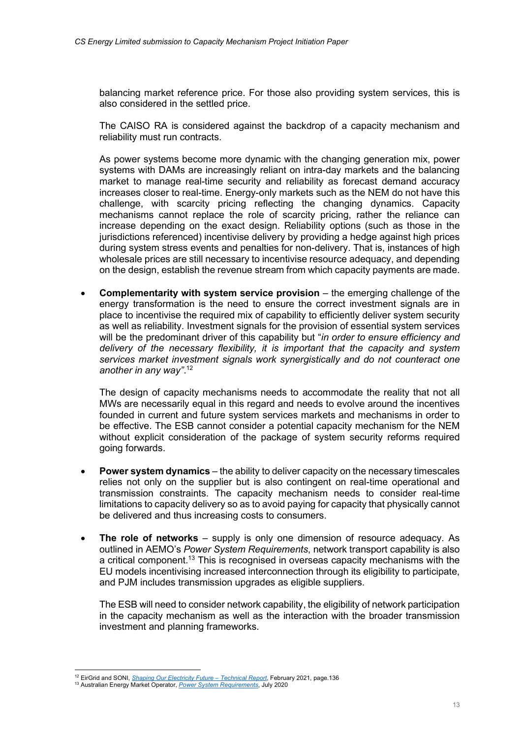balancing market reference price. For those also providing system services, this is also considered in the settled price.

The CAISO RA is considered against the backdrop of a capacity mechanism and reliability must run contracts.

As power systems become more dynamic with the changing generation mix, power systems with DAMs are increasingly reliant on intra-day markets and the balancing market to manage real-time security and reliability as forecast demand accuracy increases closer to real-time. Energy-only markets such as the NEM do not have this challenge, with scarcity pricing reflecting the changing dynamics. Capacity mechanisms cannot replace the role of scarcity pricing, rather the reliance can increase depending on the exact design. Reliability options (such as those in the jurisdictions referenced) incentivise delivery by providing a hedge against high prices during system stress events and penalties for non-delivery. That is, instances of high wholesale prices are still necessary to incentivise resource adequacy, and depending on the design, establish the revenue stream from which capacity payments are made.

- **Complementarity with system service provision** – the emerging challenge of the energy transformation is the need to ensure the correct investment signals are in place to incentivise the required mix of capability to efficiently deliver system security as well as reliability. Investment signals for the provision of essential system services will be the predominant driver of this capability but "*in order to ensure efficiency and delivery of the necessary flexibility, it is important that the capacity and system services market investment signals work synergistically and do not counteract one another in any way"*.[12]

  The design of capacity mechanisms needs to accommodate the reality that not all MWs are necessarily equal in this regard and needs to evolve around the incentives founded in current and future system services markets and mechanisms in order to be effective. The ESB cannot consider a potential capacity mechanism for the NEM without explicit consideration of the package of system security reforms required going forwards.

- **Power system dynamics** – the ability to deliver capacity on the necessary timescales relies not only on the supplier but is also contingent on real-time operational and transmission constraints. The capacity mechanism needs to consider real-time limitations to capacity delivery so as to avoid paying for capacity that physically cannot be delivered and thus increasing costs to consumers.

- **The role of networks** – supply is only one dimension of resource adequacy. As outlined in AEMO's *Power System Requirements*, network transport capability is also a critical component.[13] This is recognised in overseas capacity mechanisms with the EU models incentivising increased interconnection through its eligibility to participate, and PJM includes transmission upgrades as eligible suppliers.

  The ESB will need to consider network capability, the eligibility of network participation in the capacity mechanism as well as the interaction with the broader transmission investment and planning frameworks.

---

[12] EirGrid and SONI, *Shaping Our Electricity Future – Technical Report*, February 2021, page.136

[13] Australian Energy Market Operator, *Power System Requirements*, July 2020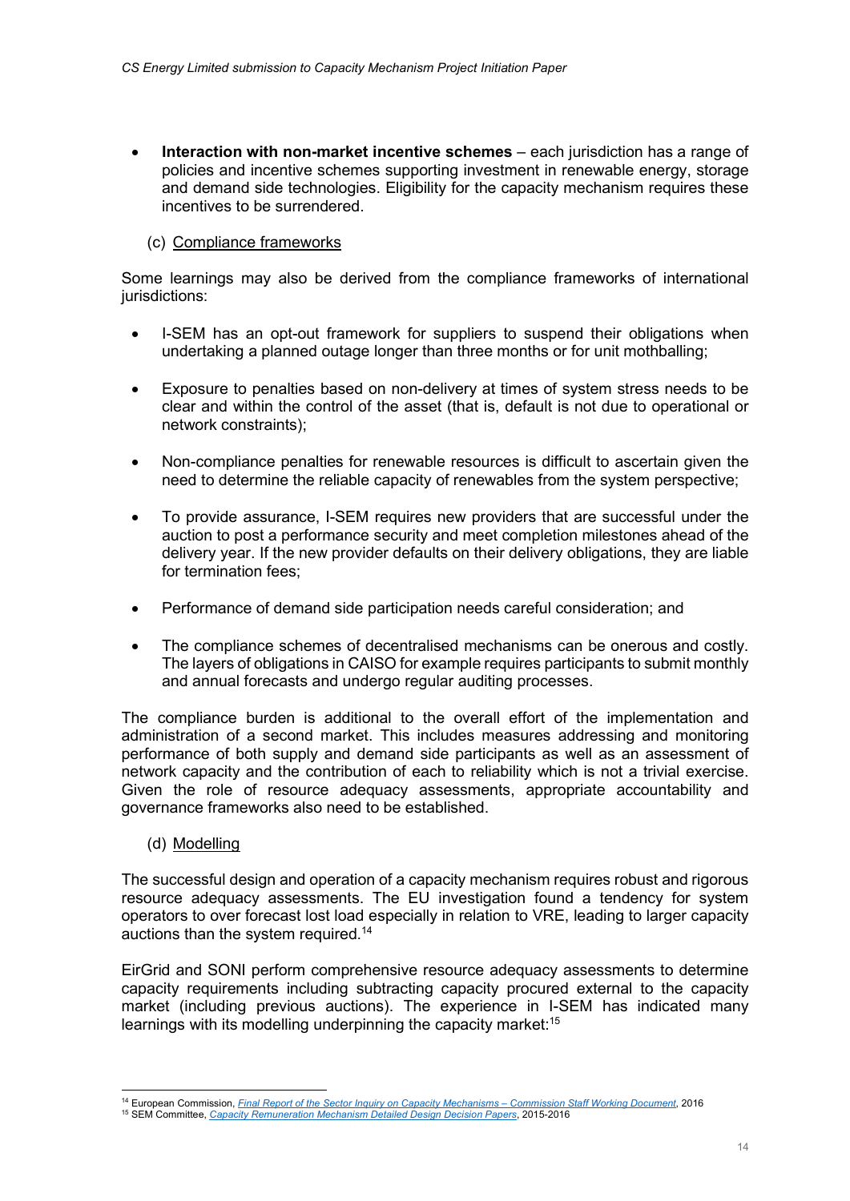- **Interaction with non-market incentive schemes** – each jurisdiction has a range of policies and incentive schemes supporting investment in renewable energy, storage and demand side technologies. Eligibility for the capacity mechanism requires these incentives to be surrendered.

(c) Compliance frameworks

Some learnings may also be derived from the compliance frameworks of international jurisdictions:

- I-SEM has an opt-out framework for suppliers to suspend their obligations when undertaking a planned outage longer than three months or for unit mothballing;
- Exposure to penalties based on non-delivery at times of system stress needs to be clear and within the control of the asset (that is, default is not due to operational or network constraints);
- Non-compliance penalties for renewable resources is difficult to ascertain given the need to determine the reliable capacity of renewables from the system perspective;
- To provide assurance, I-SEM requires new providers that are successful under the auction to post a performance security and meet completion milestones ahead of the delivery year. If the new provider defaults on their delivery obligations, they are liable for termination fees;
- Performance of demand side participation needs careful consideration; and
- The compliance schemes of decentralised mechanisms can be onerous and costly. The layers of obligations in CAISO for example requires participants to submit monthly and annual forecasts and undergo regular auditing processes.

The compliance burden is additional to the overall effort of the implementation and administration of a second market. This includes measures addressing and monitoring performance of both supply and demand side participants as well as an assessment of network capacity and the contribution of each to reliability which is not a trivial exercise. Given the role of resource adequacy assessments, appropriate accountability and governance frameworks also need to be established.

(d) Modelling

The successful design and operation of a capacity mechanism requires robust and rigorous resource adequacy assessments. The EU investigation found a tendency for system operators to over forecast lost load especially in relation to VRE, leading to larger capacity auctions than the system required.[14]

EirGrid and SONI perform comprehensive resource adequacy assessments to determine capacity requirements including subtracting capacity procured external to the capacity market (including previous auctions). The experience in I-SEM has indicated many learnings with its modelling underpinning the capacity market:[15]

---

[14] European Commission, *Final Report of the Sector Inquiry on Capacity Mechanisms – Commission Staff Working Document*, 2016

[15] SEM Committee, *Capacity Remuneration Mechanism Detailed Design Decision Papers*, 2015-2016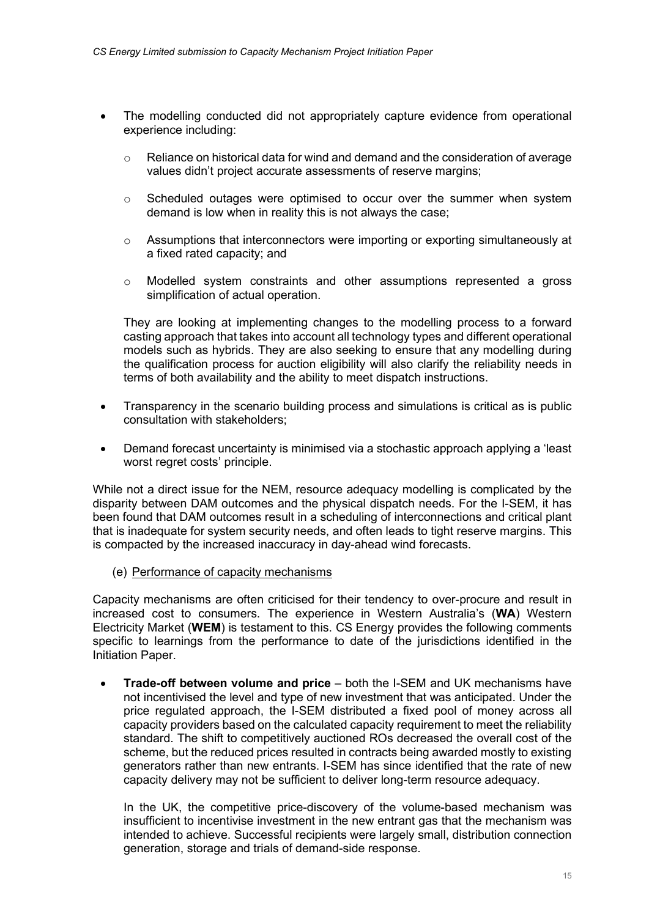- The modelling conducted did not appropriately capture evidence from operational experience including:
    - Reliance on historical data for wind and demand and the consideration of average values didn't project accurate assessments of reserve margins;
    - Scheduled outages were optimised to occur over the summer when system demand is low when in reality this is not always the case;
    - Assumptions that interconnectors were importing or exporting simultaneously at a fixed rated capacity; and
    - Modelled system constraints and other assumptions represented a gross simplification of actual operation.

  They are looking at implementing changes to the modelling process to a forward casting approach that takes into account all technology types and different operational models such as hybrids. They are also seeking to ensure that any modelling during the qualification process for auction eligibility will also clarify the reliability needs in terms of both availability and the ability to meet dispatch instructions.

- Transparency in the scenario building process and simulations is critical as is public consultation with stakeholders;
- Demand forecast uncertainty is minimised via a stochastic approach applying a 'least worst regret costs' principle.

While not a direct issue for the NEM, resource adequacy modelling is complicated by the disparity between DAM outcomes and the physical dispatch needs. For the I-SEM, it has been found that DAM outcomes result in a scheduling of interconnections and critical plant that is inadequate for system security needs, and often leads to tight reserve margins. This is compacted by the increased inaccuracy in day-ahead wind forecasts.

(e) Performance of capacity mechanisms

Capacity mechanisms are often criticised for their tendency to over-procure and result in increased cost to consumers. The experience in Western Australia's (**WA**) Western Electricity Market (**WEM**) is testament to this. CS Energy provides the following comments specific to learnings from the performance to date of the jurisdictions identified in the Initiation Paper.

- **Trade-off between volume and price** – both the I-SEM and UK mechanisms have not incentivised the level and type of new investment that was anticipated. Under the price regulated approach, the I-SEM distributed a fixed pool of money across all capacity providers based on the calculated capacity requirement to meet the reliability standard. The shift to competitively auctioned ROs decreased the overall cost of the scheme, but the reduced prices resulted in contracts being awarded mostly to existing generators rather than new entrants. I-SEM has since identified that the rate of new capacity delivery may not be sufficient to deliver long-term resource adequacy.

  In the UK, the competitive price-discovery of the volume-based mechanism was insufficient to incentivise investment in the new entrant gas that the mechanism was intended to achieve. Successful recipients were largely small, distribution connection generation, storage and trials of demand-side response.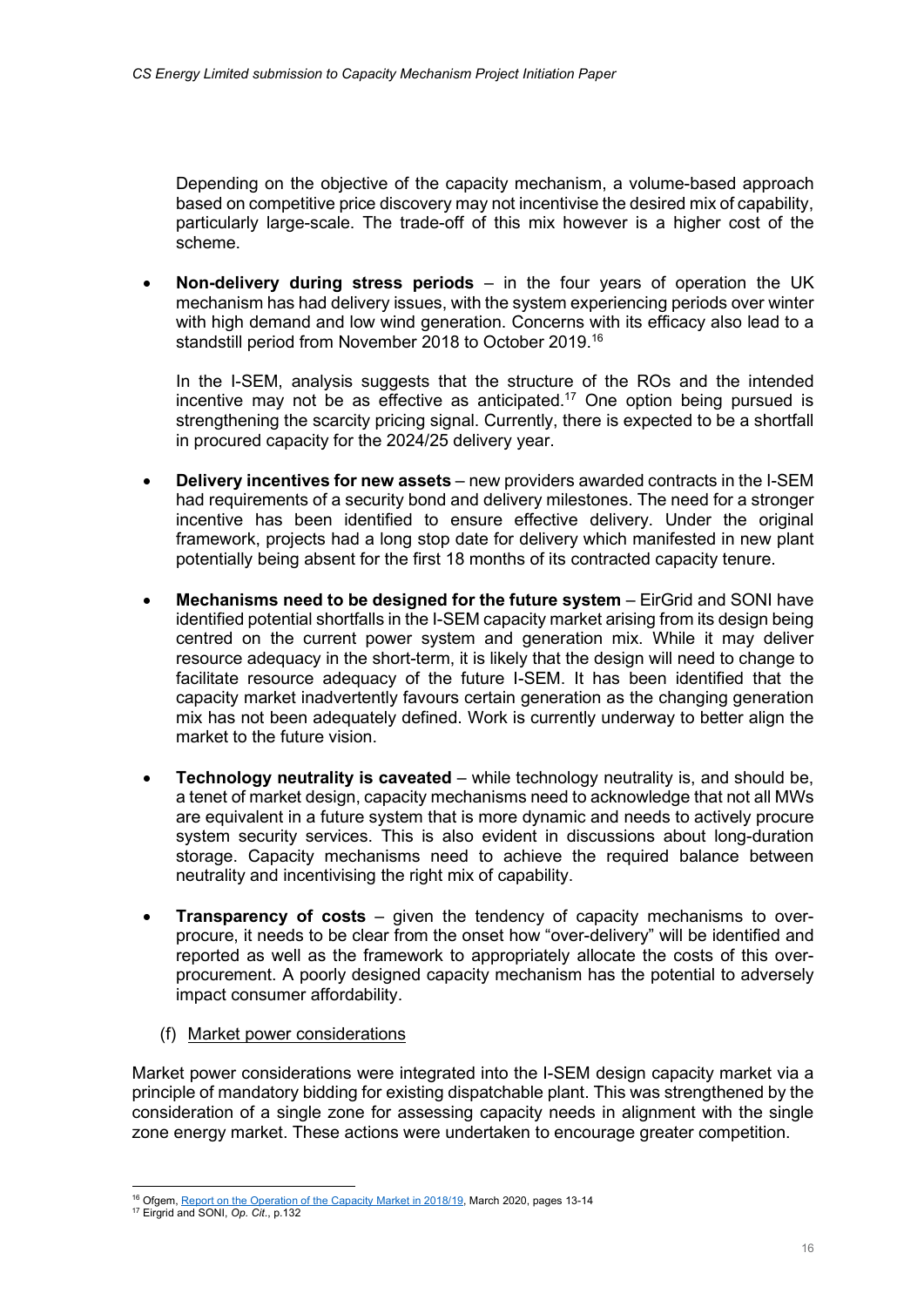Depending on the objective of the capacity mechanism, a volume-based approach based on competitive price discovery may not incentivise the desired mix of capability, particularly large-scale. The trade-off of this mix however is a higher cost of the scheme.

- **Non-delivery during stress periods** – in the four years of operation the UK mechanism has had delivery issues, with the system experiencing periods over winter with high demand and low wind generation. Concerns with its efficacy also lead to a standstill period from November 2018 to October 2019.[16]

  In the I-SEM, analysis suggests that the structure of the ROs and the intended incentive may not be as effective as anticipated.[17] One option being pursued is strengthening the scarcity pricing signal. Currently, there is expected to be a shortfall in procured capacity for the 2024/25 delivery year.

- **Delivery incentives for new assets** – new providers awarded contracts in the I-SEM had requirements of a security bond and delivery milestones. The need for a stronger incentive has been identified to ensure effective delivery. Under the original framework, projects had a long stop date for delivery which manifested in new plant potentially being absent for the first 18 months of its contracted capacity tenure.

- **Mechanisms need to be designed for the future system** – EirGrid and SONI have identified potential shortfalls in the I-SEM capacity market arising from its design being centred on the current power system and generation mix. While it may deliver resource adequacy in the short-term, it is likely that the design will need to change to facilitate resource adequacy of the future I-SEM. It has been identified that the capacity market inadvertently favours certain generation as the changing generation mix has not been adequately defined. Work is currently underway to better align the market to the future vision.

- **Technology neutrality is caveated** – while technology neutrality is, and should be, a tenet of market design, capacity mechanisms need to acknowledge that not all MWs are equivalent in a future system that is more dynamic and needs to actively procure system security services. This is also evident in discussions about long-duration storage. Capacity mechanisms need to achieve the required balance between neutrality and incentivising the right mix of capability.

- **Transparency of costs** – given the tendency of capacity mechanisms to over-procure, it needs to be clear from the onset how "over-delivery" will be identified and reported as well as the framework to appropriately allocate the costs of this over-procurement. A poorly designed capacity mechanism has the potential to adversely impact consumer affordability.

(f) Market power considerations

Market power considerations were integrated into the I-SEM design capacity market via a principle of mandatory bidding for existing dispatchable plant. This was strengthened by the consideration of a single zone for assessing capacity needs in alignment with the single zone energy market. These actions were undertaken to encourage greater competition.

---

[16] Ofgem, Report on the Operation of the Capacity Market in 2018/19, March 2020, pages 13-14

[17] Eirgrid and SONI, *Op. Cit.*, p.132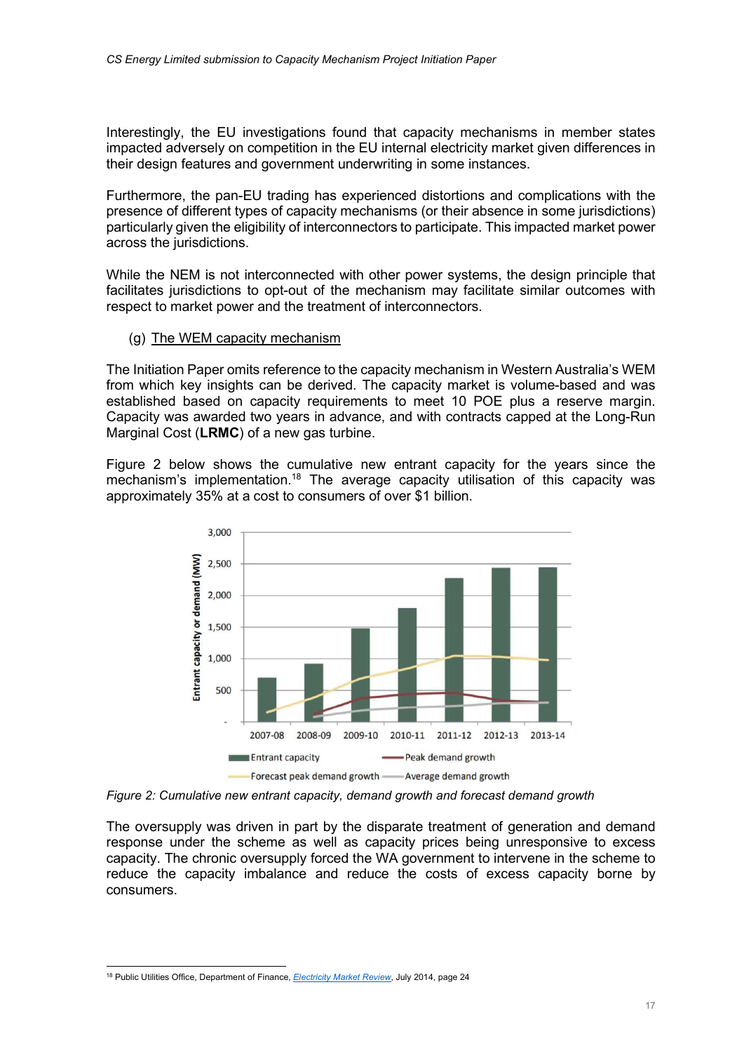Interestingly, the EU investigations found that capacity mechanisms in member states impacted adversely on competition in the EU internal electricity market given differences in their design features and government underwriting in some instances.

Furthermore, the pan-EU trading has experienced distortions and complications with the presence of different types of capacity mechanisms (or their absence in some jurisdictions) particularly given the eligibility of interconnectors to participate. This impacted market power across the jurisdictions.

While the NEM is not interconnected with other power systems, the design principle that facilitates jurisdictions to opt-out of the mechanism may facilitate similar outcomes with respect to market power and the treatment of interconnectors.

(g) The WEM capacity mechanism

The Initiation Paper omits reference to the capacity mechanism in Western Australia's WEM from which key insights can be derived. The capacity market is volume-based and was established based on capacity requirements to meet 10 POE plus a reserve margin. Capacity was awarded two years in advance, and with contracts capped at the Long-Run Marginal Cost (**LRMC**) of a new gas turbine.

Figure 2 below shows the cumulative new entrant capacity for the years since the mechanism's implementation.[18] The average capacity utilisation of this capacity was approximately 35% at a cost to consumers of over $1 billion.

*Figure 2: Cumulative new entrant capacity, demand growth and forecast demand growth*

The oversupply was driven in part by the disparate treatment of generation and demand response under the scheme as well as capacity prices being unresponsive to excess capacity. The chronic oversupply forced the WA government to intervene in the scheme to reduce the capacity imbalance and reduce the costs of excess capacity borne by consumers.

[18] Public Utilities Office, Department of Finance, *Electricity Market Review*, July 2014, page 24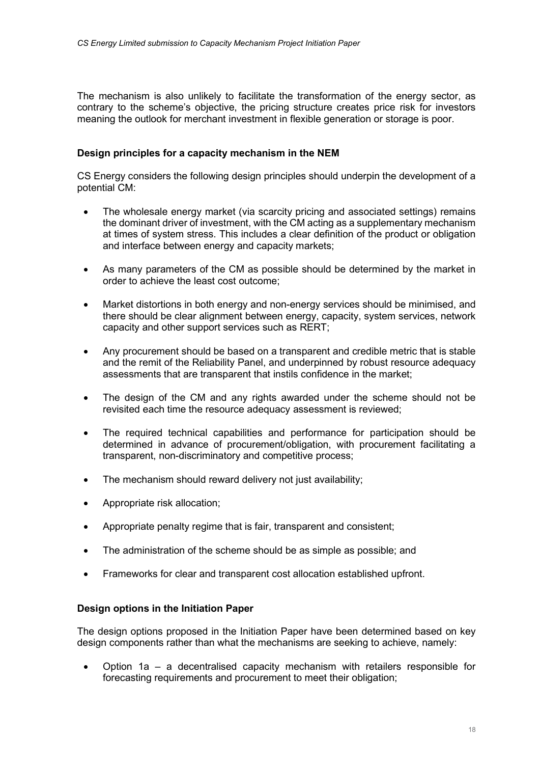The mechanism is also unlikely to facilitate the transformation of the energy sector, as contrary to the scheme's objective, the pricing structure creates price risk for investors meaning the outlook for merchant investment in flexible generation or storage is poor.

**Design principles for a capacity mechanism in the NEM**

CS Energy considers the following design principles should underpin the development of a potential CM:

- The wholesale energy market (via scarcity pricing and associated settings) remains the dominant driver of investment, with the CM acting as a supplementary mechanism at times of system stress. This includes a clear definition of the product or obligation and interface between energy and capacity markets;
- As many parameters of the CM as possible should be determined by the market in order to achieve the least cost outcome;
- Market distortions in both energy and non-energy services should be minimised, and there should be clear alignment between energy, capacity, system services, network capacity and other support services such as RERT;
- Any procurement should be based on a transparent and credible metric that is stable and the remit of the Reliability Panel, and underpinned by robust resource adequacy assessments that are transparent that instils confidence in the market;
- The design of the CM and any rights awarded under the scheme should not be revisited each time the resource adequacy assessment is reviewed;
- The required technical capabilities and performance for participation should be determined in advance of procurement/obligation, with procurement facilitating a transparent, non-discriminatory and competitive process;
- The mechanism should reward delivery not just availability;
- Appropriate risk allocation;
- Appropriate penalty regime that is fair, transparent and consistent;
- The administration of the scheme should be as simple as possible; and
- Frameworks for clear and transparent cost allocation established upfront.

**Design options in the Initiation Paper**

The design options proposed in the Initiation Paper have been determined based on key design components rather than what the mechanisms are seeking to achieve, namely:

- Option 1a – a decentralised capacity mechanism with retailers responsible for forecasting requirements and procurement to meet their obligation;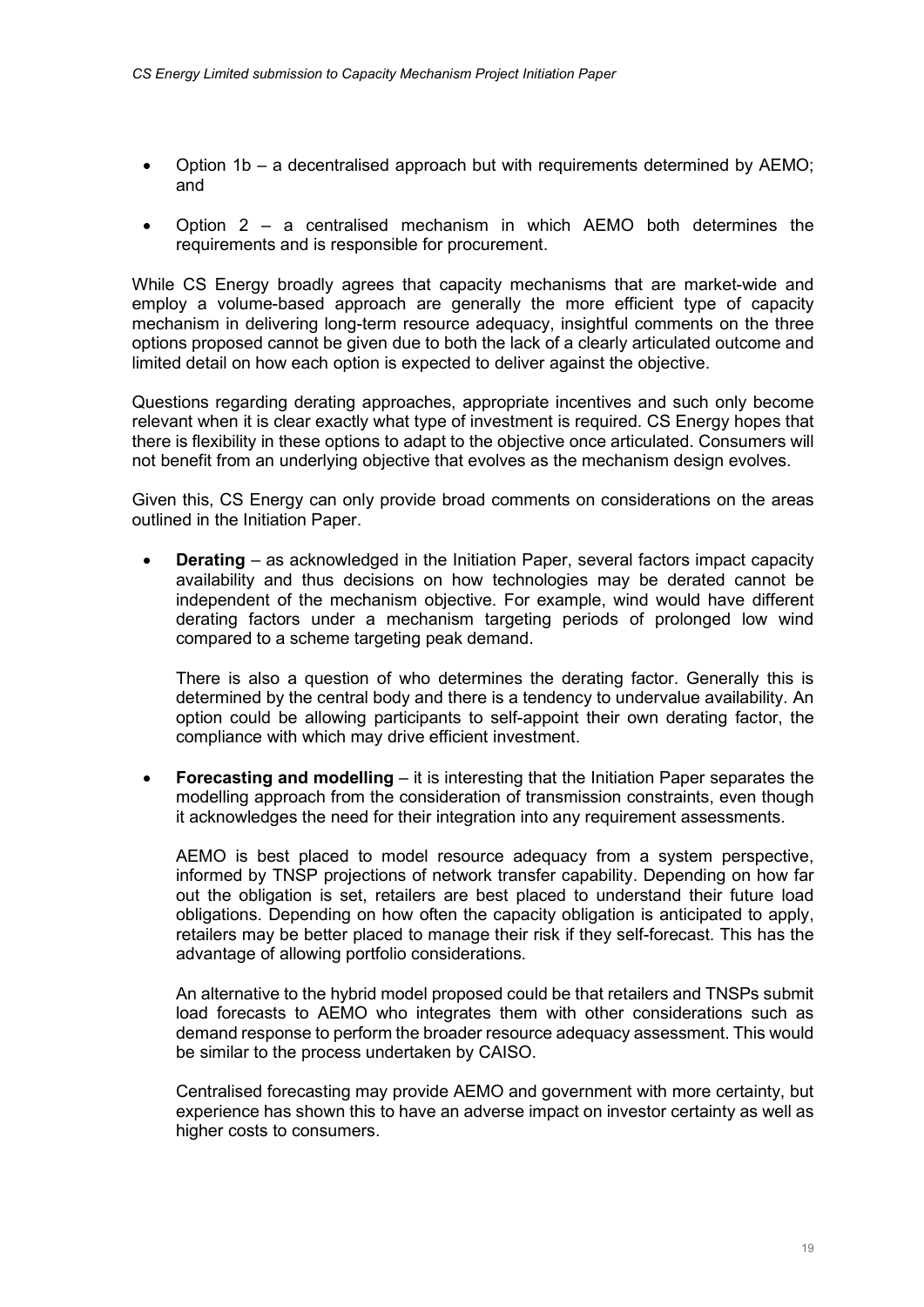- Option 1b – a decentralised approach but with requirements determined by AEMO; and
- Option 2 – a centralised mechanism in which AEMO both determines the requirements and is responsible for procurement.

While CS Energy broadly agrees that capacity mechanisms that are market-wide and employ a volume-based approach are generally the more efficient type of capacity mechanism in delivering long-term resource adequacy, insightful comments on the three options proposed cannot be given due to both the lack of a clearly articulated outcome and limited detail on how each option is expected to deliver against the objective.

Questions regarding derating approaches, appropriate incentives and such only become relevant when it is clear exactly what type of investment is required. CS Energy hopes that there is flexibility in these options to adapt to the objective once articulated. Consumers will not benefit from an underlying objective that evolves as the mechanism design evolves.

Given this, CS Energy can only provide broad comments on considerations on the areas outlined in the Initiation Paper.

- **Derating** – as acknowledged in the Initiation Paper, several factors impact capacity availability and thus decisions on how technologies may be derated cannot be independent of the mechanism objective. For example, wind would have different derating factors under a mechanism targeting periods of prolonged low wind compared to a scheme targeting peak demand.

  There is also a question of who determines the derating factor. Generally this is determined by the central body and there is a tendency to undervalue availability. An option could be allowing participants to self-appoint their own derating factor, the compliance with which may drive efficient investment.

- **Forecasting and modelling** – it is interesting that the Initiation Paper separates the modelling approach from the consideration of transmission constraints, even though it acknowledges the need for their integration into any requirement assessments.

  AEMO is best placed to model resource adequacy from a system perspective, informed by TNSP projections of network transfer capability. Depending on how far out the obligation is set, retailers are best placed to understand their future load obligations. Depending on how often the capacity obligation is anticipated to apply, retailers may be better placed to manage their risk if they self-forecast. This has the advantage of allowing portfolio considerations.

  An alternative to the hybrid model proposed could be that retailers and TNSPs submit load forecasts to AEMO who integrates them with other considerations such as demand response to perform the broader resource adequacy assessment. This would be similar to the process undertaken by CAISO.

  Centralised forecasting may provide AEMO and government with more certainty, but experience has shown this to have an adverse impact on investor certainty as well as higher costs to consumers.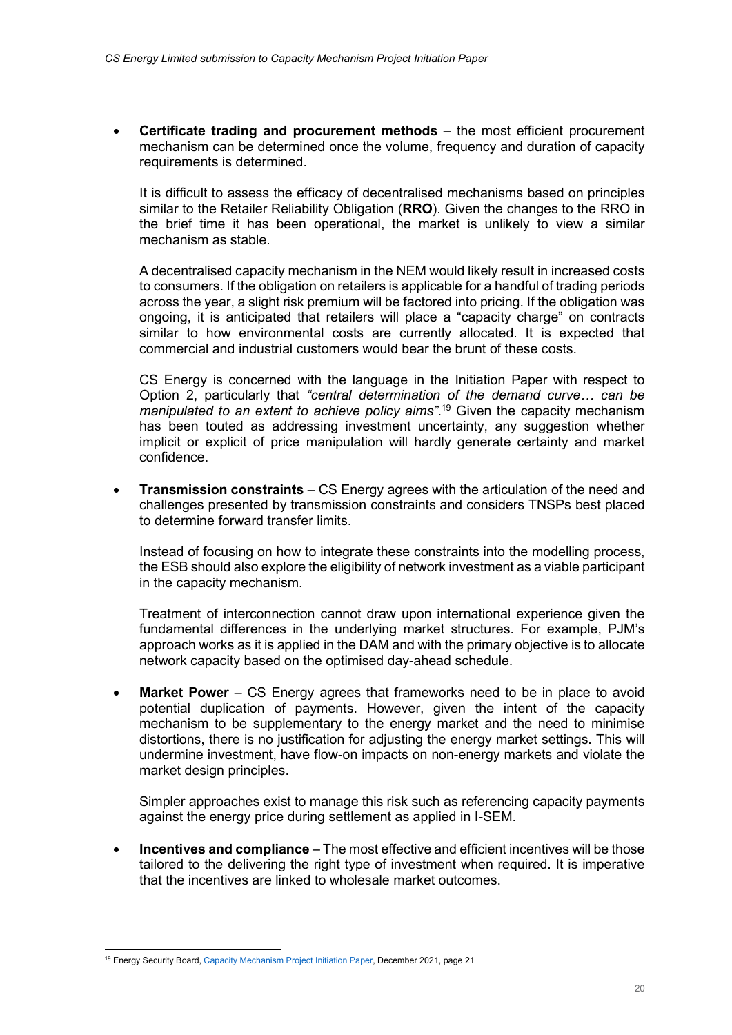- **Certificate trading and procurement methods** – the most efficient procurement mechanism can be determined once the volume, frequency and duration of capacity requirements is determined.

  It is difficult to assess the efficacy of decentralised mechanisms based on principles similar to the Retailer Reliability Obligation (**RRO**). Given the changes to the RRO in the brief time it has been operational, the market is unlikely to view a similar mechanism as stable.

  A decentralised capacity mechanism in the NEM would likely result in increased costs to consumers. If the obligation on retailers is applicable for a handful of trading periods across the year, a slight risk premium will be factored into pricing. If the obligation was ongoing, it is anticipated that retailers will place a "capacity charge" on contracts similar to how environmental costs are currently allocated. It is expected that commercial and industrial customers would bear the brunt of these costs.

  CS Energy is concerned with the language in the Initiation Paper with respect to Option 2, particularly that *"central determination of the demand curve… can be manipulated to an extent to achieve policy aims"*.[19] Given the capacity mechanism has been touted as addressing investment uncertainty, any suggestion whether implicit or explicit of price manipulation will hardly generate certainty and market confidence.

- **Transmission constraints** – CS Energy agrees with the articulation of the need and challenges presented by transmission constraints and considers TNSPs best placed to determine forward transfer limits.

  Instead of focusing on how to integrate these constraints into the modelling process, the ESB should also explore the eligibility of network investment as a viable participant in the capacity mechanism.

  Treatment of interconnection cannot draw upon international experience given the fundamental differences in the underlying market structures. For example, PJM's approach works as it is applied in the DAM and with the primary objective is to allocate network capacity based on the optimised day-ahead schedule.

- **Market Power** – CS Energy agrees that frameworks need to be in place to avoid potential duplication of payments. However, given the intent of the capacity mechanism to be supplementary to the energy market and the need to minimise distortions, there is no justification for adjusting the energy market settings. This will undermine investment, have flow-on impacts on non-energy markets and violate the market design principles.

  Simpler approaches exist to manage this risk such as referencing capacity payments against the energy price during settlement as applied in I-SEM.

- **Incentives and compliance** – The most effective and efficient incentives will be those tailored to the delivering the right type of investment when required. It is imperative that the incentives are linked to wholesale market outcomes.

---

[19] Energy Security Board, Capacity Mechanism Project Initiation Paper, December 2021, page 21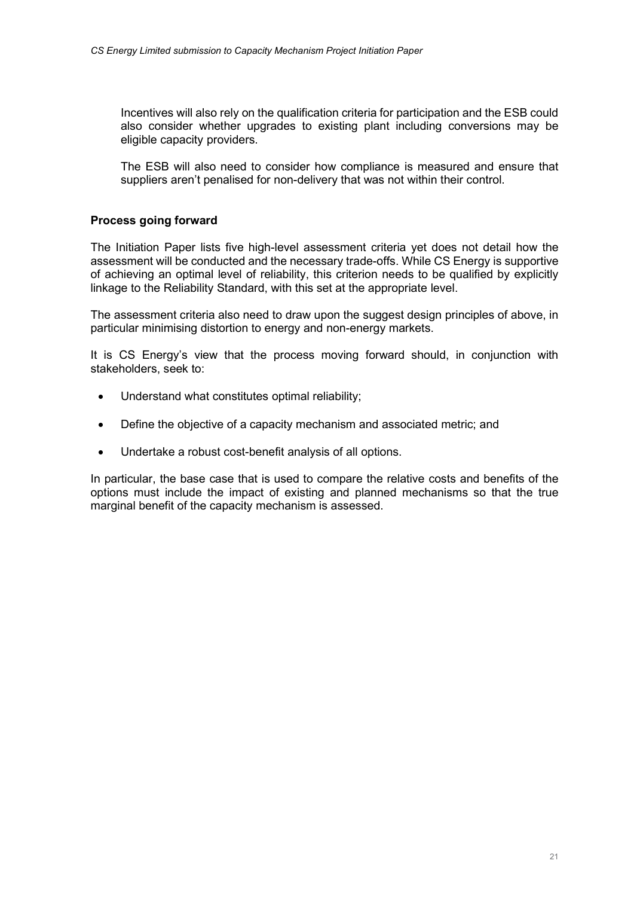Incentives will also rely on the qualification criteria for participation and the ESB could also consider whether upgrades to existing plant including conversions may be eligible capacity providers.

The ESB will also need to consider how compliance is measured and ensure that suppliers aren't penalised for non-delivery that was not within their control.

**Process going forward**

The Initiation Paper lists five high-level assessment criteria yet does not detail how the assessment will be conducted and the necessary trade-offs. While CS Energy is supportive of achieving an optimal level of reliability, this criterion needs to be qualified by explicitly linkage to the Reliability Standard, with this set at the appropriate level.

The assessment criteria also need to draw upon the suggest design principles of above, in particular minimising distortion to energy and non-energy markets.

It is CS Energy's view that the process moving forward should, in conjunction with stakeholders, seek to:

- Understand what constitutes optimal reliability;
- Define the objective of a capacity mechanism and associated metric; and
- Undertake a robust cost-benefit analysis of all options.

In particular, the base case that is used to compare the relative costs and benefits of the options must include the impact of existing and planned mechanisms so that the true marginal benefit of the capacity mechanism is assessed.